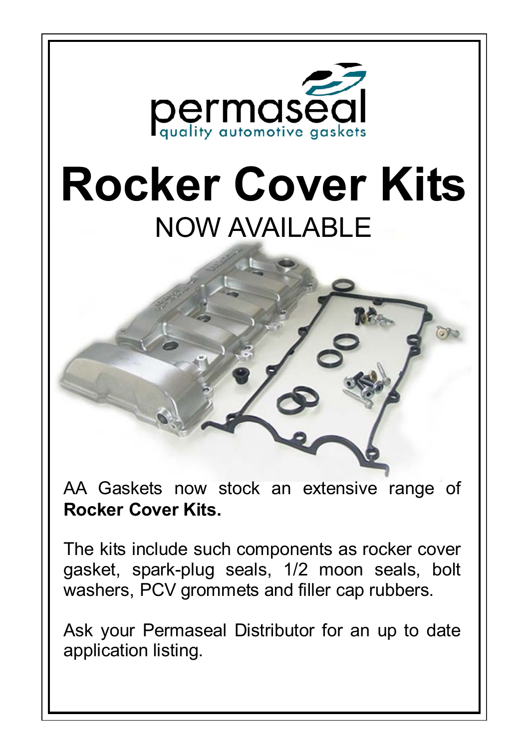permaseal
quality automotive gaskets

# Rocker Cover Kits

## NOW AVAILABLE

AA Gaskets now stock an extensive range of **Rocker Cover Kits.**

The kits include such components as rocker cover gasket, spark-plug seals, 1/2 moon seals, bolt washers, PCV grommets and filler cap rubbers.

Ask your Permaseal Distributor for an up to date application listing.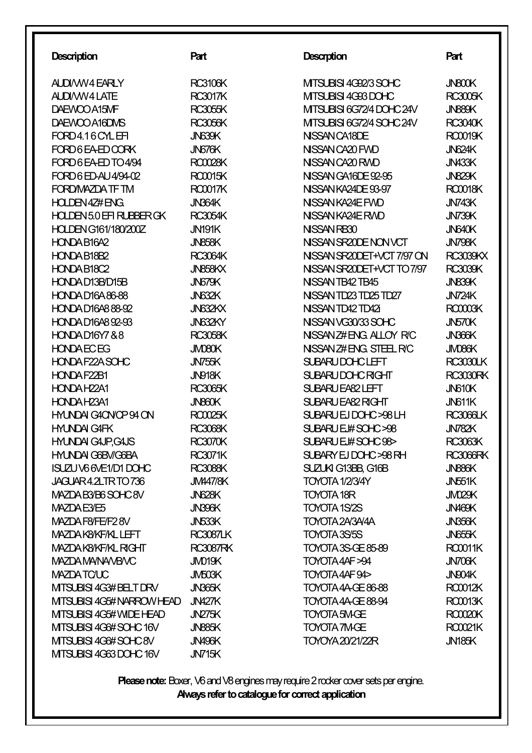| Description | Part |
|---|---|
| AUDI/VW 4 EARLY | RC3106K |
| AUDI/VW 4 LATE | RC3017K |
| DAEWOO A15MF | RC3055K |
| DAEWOO A16DMS | RC3056K |
| FORD 4.1 6 CYL EFI | JN639K |
| FORD 6 EA-ED CORK | JN676K |
| FORD 6 EA-ED TO 4/94 | RC0028K |
| FORD 6 ED-AU 4/94-02 | RC0015K |
| FORD/MAZDA TF TM | RC0017K |
| HOLDEN 4Z# ENG. | JN364K |
| HOLDEN 5.0 EFI RUBBER GK | RC3054K |
| HOLDEN G161/180/200Z | JN191K |
| HONDA B16A2 | JN858K |
| HONDA B18B2 | RC3064K |
| HONDA B18C2 | JN858KX |
| HONDA D13B/D15B | JN679K |
| HONDA D16A 86-88 | JN632K |
| HONDA D16A8 88-92 | JN632KX |
| HONDA D16A8 92-93 | JN632KY |
| HONDA D16Y7 & 8 | RC3058K |
| HONDA EC EG | JM080K |
| HONDA F22A SOHC | JN755K |
| HONDA F22B1 | JN918K |
| HONDA H22A1 | RC3065K |
| HONDA H23A1 | JN860K |
| HYUNDAI G4CN/CP 94 ON | RC0025K |
| HYUNDAI G4FK | RC3068K |
| HYUNDAI G4JP,G4JS | RC3070K |
| HYUNDAI G6BV/G6BA | RC3071K |
| ISUZU V6 6VE1/D1 DOHC | RC3088K |
| JAGUAR 4.2LTR TO 736 | JM447/8K |
| MAZDA B3/B6 SOHC 8V | JN628K |
| MAZDA E3/E5 | JN396K |
| MAZDA F8/FE/F2 8V | JN533K |
| MAZDA K8/KF/KL LEFT | RC3087LK |
| MAZDA K8/KF/KL RIGHT | RC3087RK |
| MAZDA MA/NA/VB/VC | JM019K |
| MAZDA TC/UC | JM503K |
| MITSUBISI 4G3# BELT DRV | JN365K |
| MITSUBISI 4G5# NARROW HEAD | JN427K |
| MITSUBISI 4G5# WIDE HEAD | JN275K |
| MITSUBISI 4G6# SOHC 16V | JN885K |
| MITSUBISI 4G6# SOHC 8V | JN496K |
| MITSUBISI 4G63 DOHC 16V | JN715K |

| Descrption | Part |
|---|---|
| MITSUBISI 4G92/3 SOHC | JN800K |
| MITSUBISI 4G93 DOHC | RC3005K |
| MITSUBISI 6G72/4 DOHC 24V | JN889K |
| MITSUBISI 6G72/4 SOHC 24V | RC3040K |
| NISSAN CA18DE | RC0019K |
| NISSAN CA20 FWD | JN624K |
| NISSAN CA20 RWD | JN433K |
| NISSAN GA16DE 92-95 | JN829K |
| NISSAN KA24DE 93-97 | RC0018K |
| NISSAN KA24E FWD | JN743K |
| NISSAN KA24E RWD | JN739K |
| NISSAN RB30 | JN640K |
| NISSAN SR20DE NON VCT | JN798K |
| NISSAN SR20DET+VCT 7/97 ON | RC3039KX |
| NISSAN SR20DET+VCT TO 7/97 | RC3039K |
| NISSAN TB42 TB45 | JN839K |
| NISSAN TD23 TD25 TD27 | JN724K |
| NISSAN TD42 TD42i | RC0003K |
| NISSAN VG30/33 SOHC | JN570K |
| NISSAN Z# ENG. ALLOY R/C | JN366K |
| NISSAN Z# ENG. STEEL R/C | JM086K |
| SUBARU DOHC LEFT | RC3030LK |
| SUBARU DOHC RIGHT | RC3030RK |
| SUBARU EA82 LEFT | JN610K |
| SUBARU EA82 RIGHT | JN611K |
| SUBARU EJ DOHC >98 LH | RC3066LK |
| SUBARU EJ# SOHC >98 | JN782K |
| SUBARU EJ# SOHC 98> | RC3063K |
| SUBARY EJ DOHC >98 RH | RC3066RK |
| SUZUKI G13BB, G16B | JN886K |
| TOYOTA 1/2/3/4Y | JN551K |
| TOYOTA 18R | JM029K |
| TOYOTA 1S/2S | JN469K |
| TOYOTA 2A/3A/4A | JN356K |
| TOYOTA 3S/5S | JN655K |
| TOYOTA 3S-GE 85-89 | RC0011K |
| TOYOTA 4AF >94 | JN706K |
| TOYOTA 4AF 94> | JN904K |
| TOYOTA 4A-GE 86-88 | RC0012K |
| TOYOTA 4A-GE 88-94 | RC0013K |
| TOYOTA 5M-GE | RC0020K |
| TOYOTA 7M-GE | RC0021K |
| TOYOYA 20/21/22R | JN185K |

**Please note:** Boxer, V6 and V8 engines may require 2 rocker cover sets per engine.

**Always refer to catalogue for correct application**